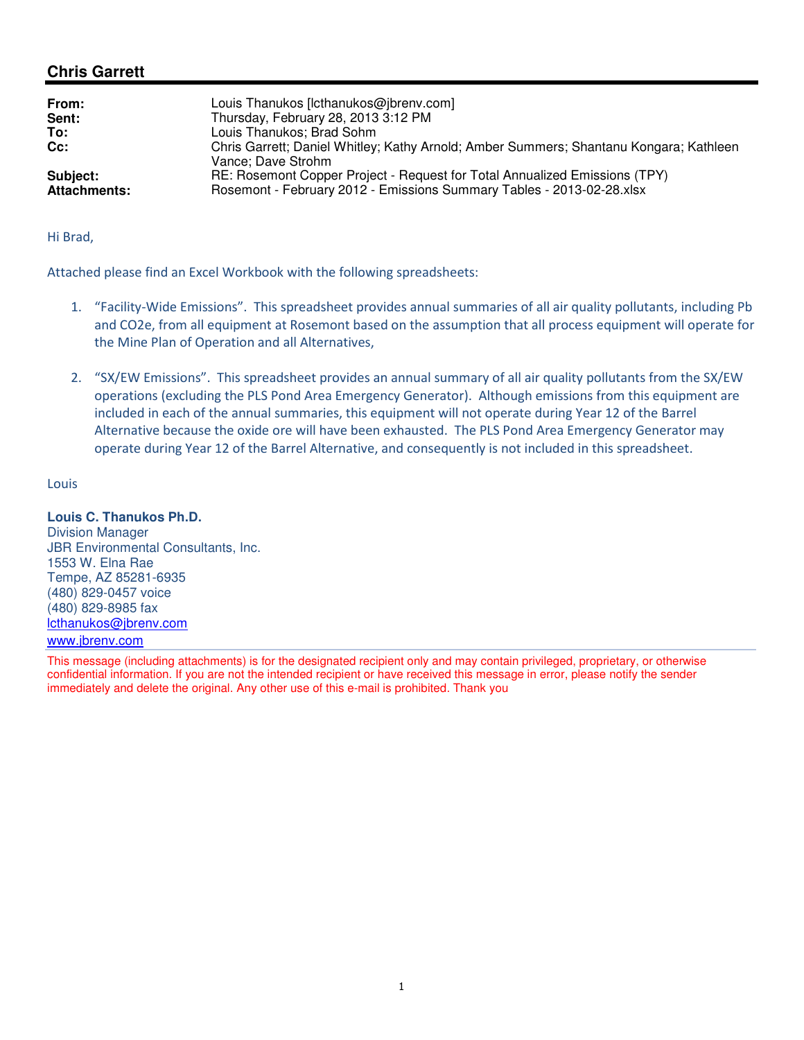## Chris Garrett

| | |
|---|---|
| **From:** | Louis Thanukos [lcthanukos@jbrenv.com] |
| **Sent:** | Thursday, February 28, 2013 3:12 PM |
| **To:** | Louis Thanukos; Brad Sohm |
| **Cc:** | Chris Garrett; Daniel Whitley; Kathy Arnold; Amber Summers; Shantanu Kongara; Kathleen Vance; Dave Strohm |
| **Subject:** | RE: Rosemont Copper Project - Request for Total Annualized Emissions (TPY) |
| **Attachments:** | Rosemont - February 2012 - Emissions Summary Tables - 2013-02-28.xlsx |

Hi Brad,

Attached please find an Excel Workbook with the following spreadsheets:

1. "Facility-Wide Emissions". This spreadsheet provides annual summaries of all air quality pollutants, including Pb and $CO_2e$, from all equipment at Rosemont based on the assumption that all process equipment will operate for the Mine Plan of Operation and all Alternatives,

2. "SX/EW Emissions". This spreadsheet provides an annual summary of all air quality pollutants from the SX/EW operations (excluding the PLS Pond Area Emergency Generator). Although emissions from this equipment are included in each of the annual summaries, this equipment will not operate during Year 12 of the Barrel Alternative because the oxide ore will have been exhausted. The PLS Pond Area Emergency Generator may operate during Year 12 of the Barrel Alternative, and consequently is not included in this spreadsheet.

Louis

**Louis C. Thanukos Ph.D.**
Division Manager
JBR Environmental Consultants, Inc.
1553 W. Elna Rae
Tempe, AZ 85281-6935
(480) 829-0457 voice
(480) 829-8985 fax
lcthanukos@jbrenv.com
www.jbrenv.com

This message (including attachments) is for the designated recipient only and may contain privileged, proprietary, or otherwise confidential information. If you are not the intended recipient or have received this message in error, please notify the sender immediately and delete the original. Any other use of this e-mail is prohibited. Thank you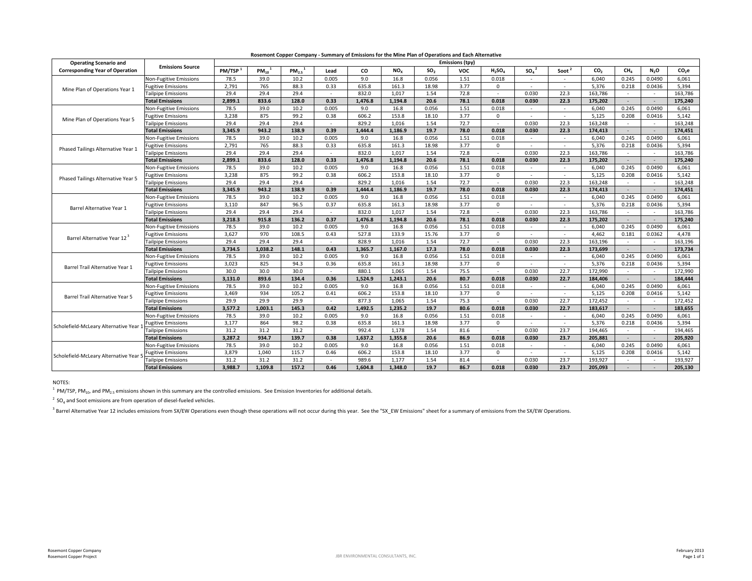**Rosemont Copper Company - Summary of Emissions for the Mine Plan of Operations and Each Alternative**

| Operating Scenario and Corresponding Year of Operation | Emissions Source | Emissions (tpy) | | | | | | | | | | | | | | |
|---|---|---|---|---|---|---|---|---|---|---|---|---|---|---|---|---|
| | | PM/TSP [1] | $PM_{10}$ [1] | $PM_{2.5}$ [1] | Lead | CO | $NO_X$ | $SO_2$ | VOC | $H_2SO_4$ | $SO_4$ [2] | Soot [2] | $CO_2$ | $CH_4$ | $N_2O$ | $CO_2e$ |
| Mine Plan of Operations Year 1 | Non-Fugitive Emissions | 78.5 | 39.0 | 10.2 | 0.005 | 9.0 | 16.8 | 0.056 | 1.51 | 0.018 | - | - | 6,040 | 0.245 | 0.0490 | 6,061 |
| | Fugitive Emissions | 2,791 | 765 | 88.3 | 0.33 | 635.8 | 161.3 | 18.98 | 3.77 | 0 | - | - | 5,376 | 0.218 | 0.0436 | 5,394 |
| | Tailpipe Emissions | 29.4 | 29.4 | 29.4 | - | 832.0 | 1,017 | 1.54 | 72.8 | - | 0.030 | 22.3 | 163,786 | - | - | 163,786 |
| | **Total Emissions** | **2,899.1** | **833.6** | **128.0** | **0.33** | **1,476.8** | **1,194.8** | **20.6** | **78.1** | **0.018** | **0.030** | **22.3** | **175,202** | - | - | **175,240** |
| Mine Plan of Operations Year 5 | Non-Fugitive Emissions | 78.5 | 39.0 | 10.2 | 0.005 | 9.0 | 16.8 | 0.056 | 1.51 | 0.018 | - | - | 6,040 | 0.245 | 0.0490 | 6,061 |
| | Fugitive Emissions | 3,238 | 875 | 99.2 | 0.38 | 606.2 | 153.8 | 18.10 | 3.77 | 0 | - | - | 5,125 | 0.208 | 0.0416 | 5,142 |
| | Tailpipe Emissions | 29.4 | 29.4 | 29.4 | - | 829.2 | 1,016 | 1.54 | 72.7 | - | 0.030 | 22.3 | 163,248 | - | - | 163,248 |
| | **Total Emissions** | **3,345.9** | **943.2** | **138.9** | **0.39** | **1,444.4** | **1,186.9** | **19.7** | **78.0** | **0.018** | **0.030** | **22.3** | **174,413** | - | - | **174,451** |
| Phased Tailings Alternative Year 1 | Non-Fugitive Emissions | 78.5 | 39.0 | 10.2 | 0.005 | 9.0 | 16.8 | 0.056 | 1.51 | 0.018 | - | - | 6,040 | 0.245 | 0.0490 | 6,061 |
| | Fugitive Emissions | 2,791 | 765 | 88.3 | 0.33 | 635.8 | 161.3 | 18.98 | 3.77 | 0 | - | - | 5,376 | 0.218 | 0.0436 | 5,394 |
| | Tailpipe Emissions | 29.4 | 29.4 | 29.4 | - | 832.0 | 1,017 | 1.54 | 72.8 | - | 0.030 | 22.3 | 163,786 | - | - | 163,786 |
| | **Total Emissions** | **2,899.1** | **833.6** | **128.0** | **0.33** | **1,476.8** | **1,194.8** | **20.6** | **78.1** | **0.018** | **0.030** | **22.3** | **175,202** | - | - | **175,240** |
| Phased Tailings Alternative Year 5 | Non-Fugitive Emissions | 78.5 | 39.0 | 10.2 | 0.005 | 9.0 | 16.8 | 0.056 | 1.51 | 0.018 | - | - | 6,040 | 0.245 | 0.0490 | 6,061 |
| | Fugitive Emissions | 3,238 | 875 | 99.2 | 0.38 | 606.2 | 153.8 | 18.10 | 3.77 | 0 | - | - | 5,125 | 0.208 | 0.0416 | 5,142 |
| | Tailpipe Emissions | 29.4 | 29.4 | 29.4 | - | 829.2 | 1,016 | 1.54 | 72.7 | - | 0.030 | 22.3 | 163,248 | - | - | 163,248 |
| | **Total Emissions** | **3,345.9** | **943.2** | **138.9** | **0.39** | **1,444.4** | **1,186.9** | **19.7** | **78.0** | **0.018** | **0.030** | **22.3** | **174,413** | - | - | **174,451** |
| Barrel Alternative Year 1 | Non-Fugitive Emissions | 78.5 | 39.0 | 10.2 | 0.005 | 9.0 | 16.8 | 0.056 | 1.51 | 0.018 | - | - | 6,040 | 0.245 | 0.0490 | 6,061 |
| | Fugitive Emissions | 3,110 | 847 | 96.5 | 0.37 | 635.8 | 161.3 | 18.98 | 3.77 | 0 | - | - | 5,376 | 0.218 | 0.0436 | 5,394 |
| | Tailpipe Emissions | 29.4 | 29.4 | 29.4 | - | 832.0 | 1,017 | 1.54 | 72.8 | - | 0.030 | 22.3 | 163,786 | - | - | 163,786 |
| | **Total Emissions** | **3,218.3** | **915.8** | **136.2** | **0.37** | **1,476.8** | **1,194.8** | **20.6** | **78.1** | **0.018** | **0.030** | **22.3** | **175,202** | - | - | **175,240** |
| Barrel Alternative Year 12 [3] | Non-Fugitive Emissions | 78.5 | 39.0 | 10.2 | 0.005 | 9.0 | 16.8 | 0.056 | 1.51 | 0.018 | - | - | 6,040 | 0.245 | 0.0490 | 6,061 |
| | Fugitive Emissions | 3,627 | 970 | 108.5 | 0.43 | 527.8 | 133.9 | 15.76 | 3.77 | 0 | - | - | 4,462 | 0.181 | 0.0362 | 4,478 |
| | Tailpipe Emissions | 29.4 | 29.4 | 29.4 | - | 828.9 | 1,016 | 1.54 | 72.7 | - | 0.030 | 22.3 | 163,196 | - | - | 163,196 |
| | **Total Emissions** | **3,734.5** | **1,038.2** | **148.1** | **0.43** | **1,365.7** | **1,167.0** | **17.3** | **78.0** | **0.018** | **0.030** | **22.3** | **173,699** | - | - | **173,734** |
| Barrel Trail Alternative Year 1 | Non-Fugitive Emissions | 78.5 | 39.0 | 10.2 | 0.005 | 9.0 | 16.8 | 0.056 | 1.51 | 0.018 | - | - | 6,040 | 0.245 | 0.0490 | 6,061 |
| | Fugitive Emissions | 3,023 | 825 | 94.3 | 0.36 | 635.8 | 161.3 | 18.98 | 3.77 | 0 | - | - | 5,376 | 0.218 | 0.0436 | 5,394 |
| | Tailpipe Emissions | 30.0 | 30.0 | 30.0 | - | 880.1 | 1,065 | 1.54 | 75.5 | - | 0.030 | 22.7 | 172,990 | - | - | 172,990 |
| | **Total Emissions** | **3,131.0** | **893.6** | **134.4** | **0.36** | **1,524.9** | **1,243.1** | **20.6** | **80.7** | **0.018** | **0.030** | **22.7** | **184,406** | - | - | **184,444** |
| Barrel Trail Alternative Year 5 | Non-Fugitive Emissions | 78.5 | 39.0 | 10.2 | 0.005 | 9.0 | 16.8 | 0.056 | 1.51 | 0.018 | - | - | 6,040 | 0.245 | 0.0490 | 6,061 |
| | Fugitive Emissions | 3,469 | 934 | 105.2 | 0.41 | 606.2 | 153.8 | 18.10 | 3.77 | 0 | - | - | 5,125 | 0.208 | 0.0416 | 5,142 |
| | Tailpipe Emissions | 29.9 | 29.9 | 29.9 | - | 877.3 | 1,065 | 1.54 | 75.3 | - | 0.030 | 22.7 | 172,452 | - | - | 172,452 |
| | **Total Emissions** | **3,577.2** | **1,003.1** | **145.3** | **0.42** | **1,492.5** | **1,235.2** | **19.7** | **80.6** | **0.018** | **0.030** | **22.7** | **183,617** | - | - | **183,655** |
| Scholefield-McLeary Alternative Year 1 | Non-Fugitive Emissions | 78.5 | 39.0 | 10.2 | 0.005 | 9.0 | 16.8 | 0.056 | 1.51 | 0.018 | - | - | 6,040 | 0.245 | 0.0490 | 6,061 |
| | Fugitive Emissions | 3,177 | 864 | 98.2 | 0.38 | 635.8 | 161.3 | 18.98 | 3.77 | 0 | - | - | 5,376 | 0.218 | 0.0436 | 5,394 |
| | Tailpipe Emissions | 31.2 | 31.2 | 31.2 | - | 992.4 | 1,178 | 1.54 | 81.6 | - | 0.030 | 23.7 | 194,465 | - | - | 194,465 |
| | **Total Emissions** | **3,287.2** | **934.7** | **139.7** | **0.38** | **1,637.2** | **1,355.8** | **20.6** | **86.9** | **0.018** | **0.030** | **23.7** | **205,881** | - | - | **205,920** |
| Scholefield-McLeary Alternative Year 5 | Non-Fugitive Emissions | 78.5 | 39.0 | 10.2 | 0.005 | 9.0 | 16.8 | 0.056 | 1.51 | 0.018 | - | - | 6,040 | 0.245 | 0.0490 | 6,061 |
| | Fugitive Emissions | 3,879 | 1,040 | 115.7 | 0.46 | 606.2 | 153.8 | 18.10 | 3.77 | 0 | - | - | 5,125 | 0.208 | 0.0416 | 5,142 |
| | Tailpipe Emissions | 31.2 | 31.2 | 31.2 | - | 989.6 | 1,177 | 1.54 | 81.4 | - | 0.030 | 23.7 | 193,927 | - | - | 193,927 |
| | **Total Emissions** | **3,988.7** | **1,109.8** | **157.2** | **0.46** | **1,604.8** | **1,348.0** | **19.7** | **86.7** | **0.018** | **0.030** | **23.7** | **205,093** | - | - | **205,130** |

NOTES:

[1] PM/TSP, $PM_{10}$, and $PM_{2.5}$ emissions shown in this summary are the controlled emissions. See Emission Inventories for additional details.

[2] $SO_4$ and Soot emissions are from operation of diesel-fueled vehicles.

[3] Barrel Alternative Year 12 includes emissions from SX/EW Operations even though these operations will not occur during this year. See the "SX_EW Emissions" sheet for a summary of emissions from the SX/EW Operations.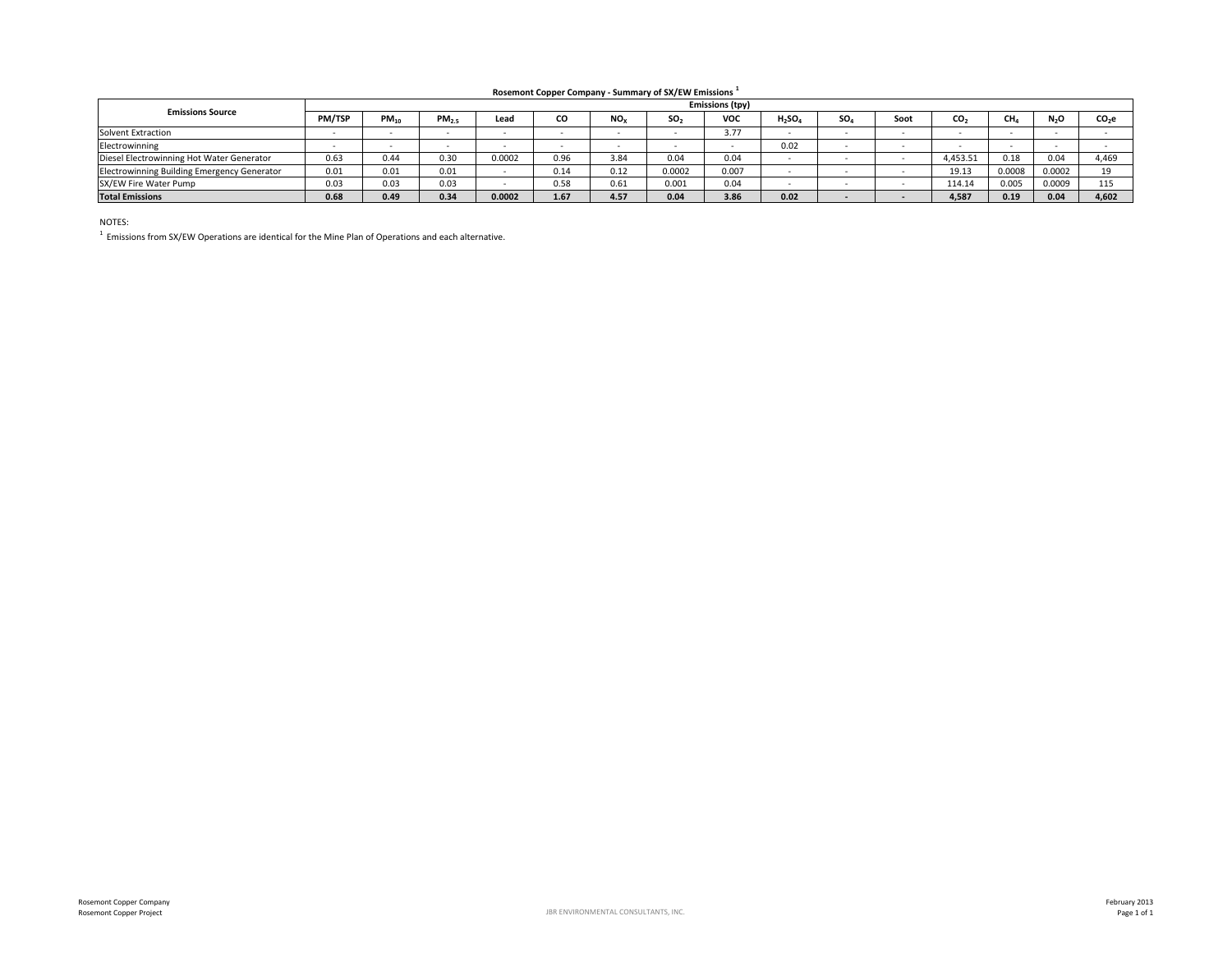**Rosemont Copper Company - Summary of SX/EW Emissions [1]**

| Emissions Source | Emissions (tpy) | | | | | | | | | | | | | | |
|---|---|---|---|---|---|---|---|---|---|---|---|---|---|---|---|
| | PM/TSP | $PM_{10}$ | $PM_{2.5}$ | Lead | CO | $NO_X$ | $SO_2$ | VOC | $H_2SO_4$ | $SO_4$ | Soot | $CO_2$ | $CH_4$ | $N_2O$ | $CO_2e$ |
| Solvent Extraction | - | - | - | - | - | - | - | 3.77 | - | - | - | - | - | - | - |
| Electrowinning | - | - | - | - | - | - | - | - | 0.02 | - | - | - | - | - | - |
| Diesel Electrowinning Hot Water Generator | 0.63 | 0.44 | 0.30 | 0.0002 | 0.96 | 3.84 | 0.04 | 0.04 | - | - | - | 4,453.51 | 0.18 | 0.04 | 4,469 |
| Electrowinning Building Emergency Generator | 0.01 | 0.01 | 0.01 | - | 0.14 | 0.12 | 0.0002 | 0.007 | - | - | - | 19.13 | 0.0008 | 0.0002 | 19 |
| SX/EW Fire Water Pump | 0.03 | 0.03 | 0.03 | - | 0.58 | 0.61 | 0.001 | 0.04 | - | - | - | 114.14 | 0.005 | 0.0009 | 115 |
| **Total Emissions** | **0.68** | **0.49** | **0.34** | **0.0002** | **1.67** | **4.57** | **0.04** | **3.86** | **0.02** | **-** | **-** | **4,587** | **0.19** | **0.04** | **4,602** |

NOTES:

[1] Emissions from SX/EW Operations are identical for the Mine Plan of Operations and each alternative.

Rosemont Copper Company
Rosemont Copper Project

JBR ENVIRONMENTAL CONSULTANTS, INC.

February 2013